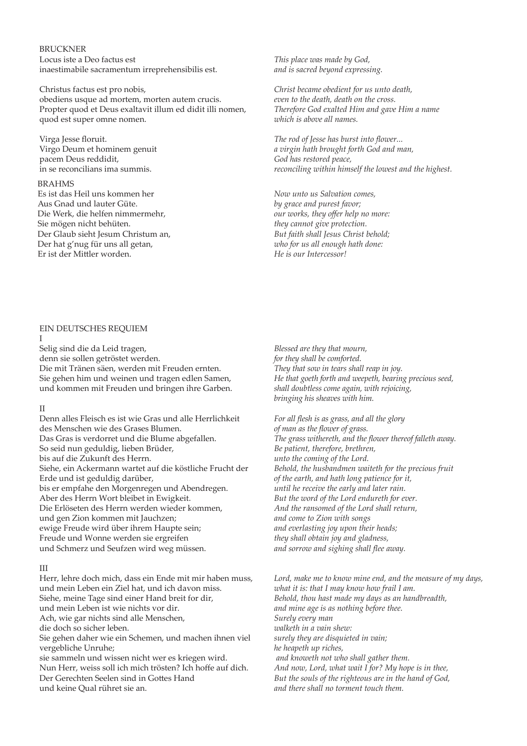## BRUCKNER

Locus iste a Deo factus est
inaestimabile sacramentum irreprehensibilis est.

*This place was made by God,*
*and is sacred beyond expressing.*

Christus factus est pro nobis,
obediens usque ad mortem, morten autem crucis.
Propter quod et Deus exaltavit illum ed didit illi nomen,
quod est super omne nomen.

*Christ became obedient for us unto death,*
*even to the death, death on the cross.*
*Therefore God exalted Him and gave Him a name*
*which is above all names.*

Virga Jesse floruit.
Virgo Deum et hominem genuit
pacem Deus reddidit,
in se reconcilians ima summis.

*The rod of Jesse has burst into flower...*
*a virgin hath brought forth God and man,*
*God has restored peace,*
*reconciling within himself the lowest and the highest.*

## BRAHMS

Es ist das Heil uns kommen her
Aus Gnad und lauter Güte.
Die Werk, die helfen nimmermehr,
Sie mögen nicht behüten.
Der Glaub sieht Jesum Christum an,
Der hat g'nug für uns all getan,
Er ist der Mittler worden.

*Now unto us Salvation comes,*
*by grace and purest favor;*
*our works, they offer help no more:*
*they cannot give protection.*
*But faith shall Jesus Christ behold;*
*who for us all enough hath done:*
*He is our Intercessor!*

## EIN DEUTSCHES REQUIEM

### I

Selig sind die da Leid tragen,
denn sie sollen getröstet werden.
Die mit Tränen säen, werden mit Freuden ernten.
Sie gehen him und weinen und tragen edlen Samen,
und kommen mit Freuden und bringen ihre Garben.

*Blessed are they that mourn,*
*for they shall be comforted.*
*They that sow in tears shall reap in joy.*
*He that goeth forth and weepeth, bearing precious seed,*
*shall doubtless come again, with rejoicing,*
*bringing his sheaves with him.*

### II

Denn alles Fleisch es ist wie Gras und alle Herrlichkeit
des Menschen wie des Grases Blumen.
Das Gras is verdorret und die Blume abgefallen.
So seid nun geduldig, lieben Brüder,
bis auf die Zukunft des Herrn.
Siehe, ein Ackermann wartet auf die köstliche Frucht der
Erde und ist geduldig darüber,
bis er empfahe den Morgenregen und Abendregen.
Aber des Herrn Wort bleibet in Ewigkeit.
Die Erlöseten des Herrn werden wieder kommen,
und gen Zion kommen mit Jauchzen;
ewige Freude wird über ihrem Haupte sein;
Freude und Wonne werden sie ergreifen
und Schmerz und Seufzen wird weg müssen.

*For all flesh is as grass, and all the glory*
*of man as the flower of grass.*
*The grass withereth, and the flower thereof falleth away.*
*Be patient, therefore, brethren,*
*unto the coming of the Lord.*
*Behold, the husbandmen waiteth for the precious fruit*
*of the earth, and hath long patience for it,*
*until he receive the early and later rain.*
*But the word of the Lord endureth for ever.*
*And the ransomed of the Lord shall return,*
*and come to Zion with songs*
*and everlasting joy upon their heads;*
*they shall obtain joy and gladness,*
*and sorrow and sighing shall flee away.*

### III

Herr, lehre doch mich, dass ein Ende mit mir haben muss,
und mein Leben ein Ziel hat, und ich davon miss.
Siehe, meine Tage sind einer Hand breit for dir,
und mein Leben ist wie nichts vor dir.
Ach, wie gar nichts sind alle Menschen,
die doch so sicher leben.
Sie gehen daher wie ein Schemen, und machen ihnen viel
vergebliche Unruhe;
sie sammeln und wissen nicht wer es kriegen wird.
Nun Herr, weiss soll ich mich trösten? Ich hoffe auf dich.
Der Gerechten Seelen sind in Gottes Hand
und keine Qual rühret sie an.

*Lord, make me to know mine end, and the measure of my days,*
*what it is: that I may know how frail I am.*
*Behold, thou hast made my days as an handbreadth,*
*and mine age is as nothing before thee.*
*Surely every man*
*walketh in a vain shew:*
*surely they are disquieted in vain;*
*he heapeth up riches,*
*and knoweth not who shall gather them.*
*And now, Lord, what wait I for? My hope is in thee,*
*But the souls of the righteous are in the hand of God,*
*and there shall no torment touch them.*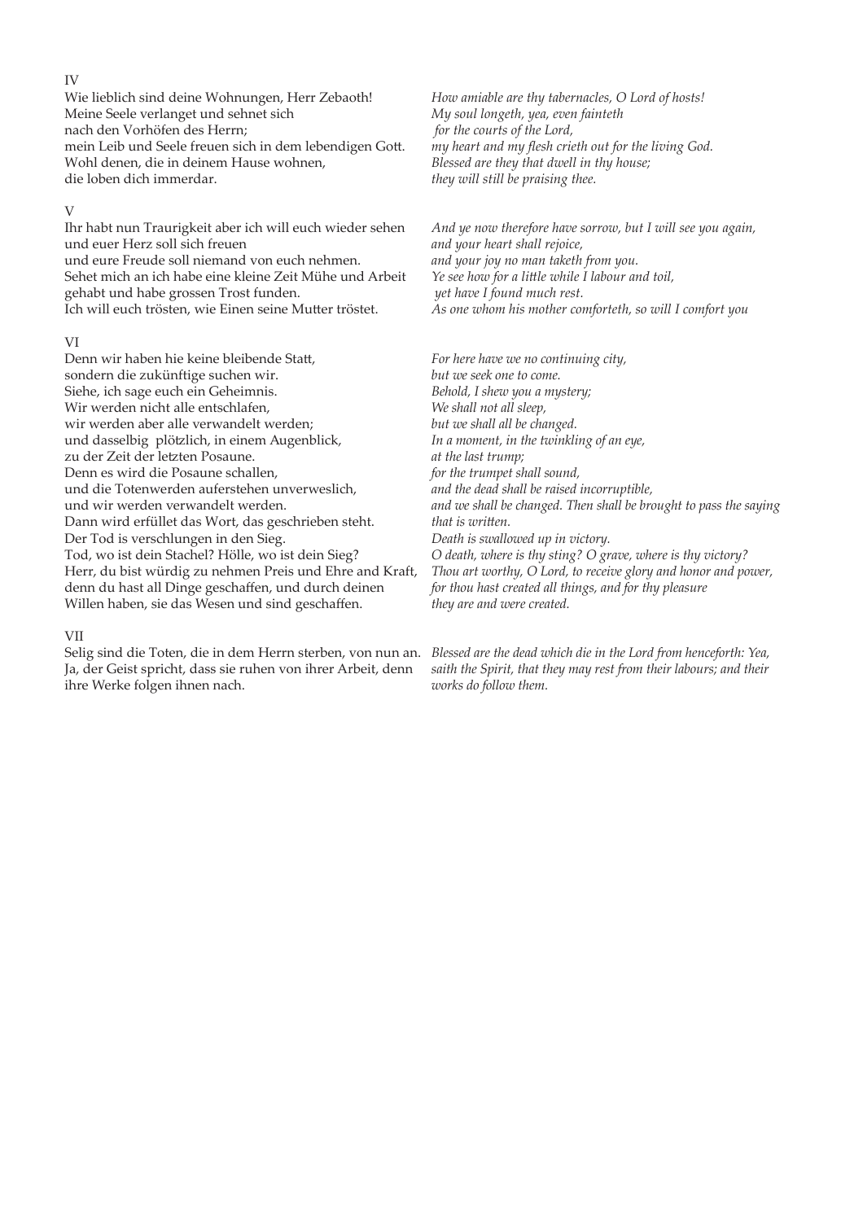IV

Wie lieblich sind deine Wohnungen, Herr Zebaoth!
Meine Seele verlanget und sehnet sich
nach den Vorhöfen des Herrn;
mein Leib und Seele freuen sich in dem lebendigen Gott.
Wohl denen, die in deinem Hause wohnen,
die loben dich immerdar.

*How amiable are thy tabernacles, O Lord of hosts!*
*My soul longeth, yea, even fainteth*
*for the courts of the Lord,*
*my heart and my flesh crieth out for the living God.*
*Blessed are they that dwell in thy house;*
*they will still be praising thee.*

V

Ihr habt nun Traurigkeit aber ich will euch wieder sehen
und euer Herz soll sich freuen
und eure Freude soll niemand von euch nehmen.
Sehet mich an ich habe eine kleine Zeit Mühe und Arbeit
gehabt und habe grossen Trost funden.
Ich will euch trösten, wie Einen seine Mutter tröstet.

*And ye now therefore have sorrow, but I will see you again,*
*and your heart shall rejoice,*
*and your joy no man taketh from you.*
*Ye see how for a little while I labour and toil,*
*yet have I found much rest.*
*As one whom his mother comforteth, so will I comfort you*

VI

Denn wir haben hie keine bleibende Statt,
sondern die zukünftige suchen wir.
Siehe, ich sage euch ein Geheimnis.
Wir werden nicht alle entschlafen,
wir werden aber alle verwandelt werden;
und dasselbig plötzlich, in einem Augenblick,
zu der Zeit der letzten Posaune.
Denn es wird die Posaune schallen,
und die Totenwerden auferstehen unverweslich,
und wir werden verwandelt werden.
Dann wird erfüllet das Wort, das geschrieben steht.
Der Tod is verschlungen in den Sieg.
Tod, wo ist dein Stachel? Hölle, wo ist dein Sieg?
Herr, du bist würdig zu nehmen Preis und Ehre and Kraft,
denn du hast all Dinge geschaffen, und durch deinen
Willen haben, sie das Wesen und sind geschaffen.

*For here have we no continuing city,*
*but we seek one to come.*
*Behold, I shew you a mystery;*
*We shall not all sleep,*
*but we shall all be changed.*
*In a moment, in the twinkling of an eye,*
*at the last trump;*
*for the trumpet shall sound,*
*and the dead shall be raised incorruptible,*
*and we shall be changed. Then shall be brought to pass the saying*
*that is written.*
*Death is swallowed up in victory.*
*O death, where is thy sting? O grave, where is thy victory?*
*Thou art worthy, O Lord, to receive glory and honor and power,*
*for thou hast created all things, and for thy pleasure*
*they are and were created.*

VII

Selig sind die Toten, die in dem Herrn sterben, von nun an.
Ja, der Geist spricht, dass sie ruhen von ihrer Arbeit, denn
ihre Werke folgen ihnen nach.

*Blessed are the dead which die in the Lord from henceforth: Yea,*
*saith the Spirit, that they may rest from their labours; and their*
*works do follow them.*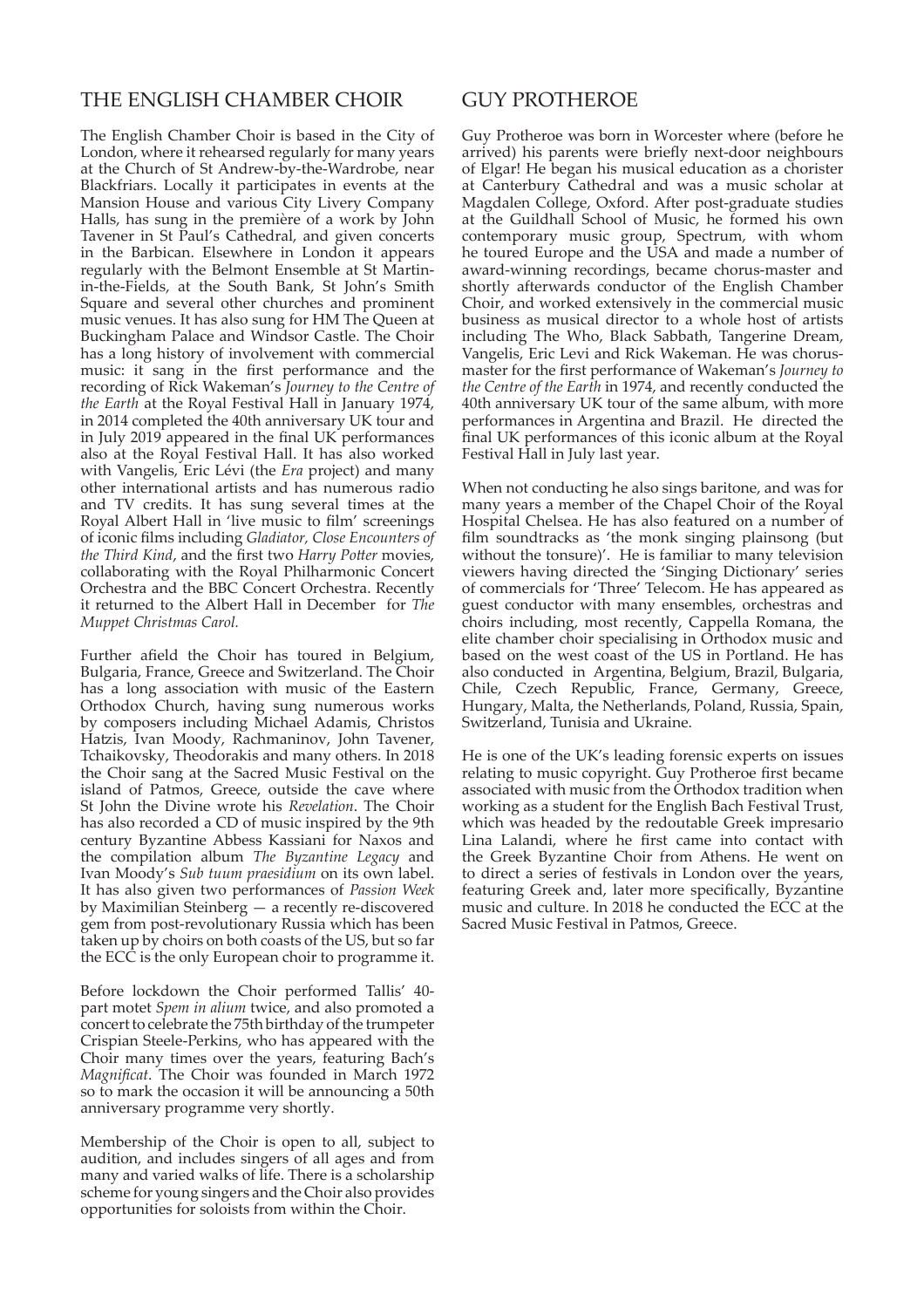## THE ENGLISH CHAMBER CHOIR

The English Chamber Choir is based in the City of London, where it rehearsed regularly for many years at the Church of St Andrew-by-the-Wardrobe, near Blackfriars. Locally it participates in events at the Mansion House and various City Livery Company Halls, has sung in the première of a work by John Tavener in St Paul's Cathedral, and given concerts in the Barbican. Elsewhere in London it appears regularly with the Belmont Ensemble at St Martin-in-the-Fields, at the South Bank, St John's Smith Square and several other churches and prominent music venues. It has also sung for HM The Queen at Buckingham Palace and Windsor Castle. The Choir has a long history of involvement with commercial music: it sang in the first performance and the recording of Rick Wakeman's *Journey to the Centre of the Earth* at the Royal Festival Hall in January 1974, in 2014 completed the 40th anniversary UK tour and in July 2019 appeared in the final UK performances also at the Royal Festival Hall. It has also worked with Vangelis, Eric Lévi (the *Era* project) and many other international artists and has numerous radio and TV credits. It has sung several times at the Royal Albert Hall in 'live music to film' screenings of iconic films including *Gladiator, Close Encounters of the Third Kind*, and the first two *Harry Potter* movies, collaborating with the Royal Philharmonic Concert Orchestra and the BBC Concert Orchestra. Recently it returned to the Albert Hall in December for *The Muppet Christmas Carol.*

Further afield the Choir has toured in Belgium, Bulgaria, France, Greece and Switzerland. The Choir has a long association with music of the Eastern Orthodox Church, having sung numerous works by composers including Michael Adamis, Christos Hatzis, Ivan Moody, Rachmaninov, John Tavener, Tchaikovsky, Theodorakis and many others. In 2018 the Choir sang at the Sacred Music Festival on the island of Patmos, Greece, outside the cave where St John the Divine wrote his *Revelation*. The Choir has also recorded a CD of music inspired by the 9th century Byzantine Abbess Kassiani for Naxos and the compilation album *The Byzantine Legacy* and Ivan Moody's *Sub tuum praesidium* on its own label. It has also given two performances of *Passion Week* by Maximilian Steinberg — a recently re-discovered gem from post-revolutionary Russia which has been taken up by choirs on both coasts of the US, but so far the ECC is the only European choir to programme it.

Before lockdown the Choir performed Tallis' 40-part motet *Spem in alium* twice, and also promoted a concert to celebrate the 75th birthday of the trumpeter Crispian Steele-Perkins, who has appeared with the Choir many times over the years, featuring Bach's *Magnificat*. The Choir was founded in March 1972 so to mark the occasion it will be announcing a 50th anniversary programme very shortly.

Membership of the Choir is open to all, subject to audition, and includes singers of all ages and from many and varied walks of life. There is a scholarship scheme for young singers and the Choir also provides opportunities for soloists from within the Choir.

## GUY PROTHEROE

Guy Protheroe was born in Worcester where (before he arrived) his parents were briefly next-door neighbours of Elgar! He began his musical education as a chorister at Canterbury Cathedral and was a music scholar at Magdalen College, Oxford. After post-graduate studies at the Guildhall School of Music, he formed his own contemporary music group, Spectrum, with whom he toured Europe and the USA and made a number of award-winning recordings, became chorus-master and shortly afterwards conductor of the English Chamber Choir, and worked extensively in the commercial music business as musical director to a whole host of artists including The Who, Black Sabbath, Tangerine Dream, Vangelis, Eric Levi and Rick Wakeman. He was chorus-master for the first performance of Wakeman's *Journey to the Centre of the Earth* in 1974, and recently conducted the 40th anniversary UK tour of the same album, with more performances in Argentina and Brazil. He directed the final UK performances of this iconic album at the Royal Festival Hall in July last year.

When not conducting he also sings baritone, and was for many years a member of the Chapel Choir of the Royal Hospital Chelsea. He has also featured on a number of film soundtracks as 'the monk singing plainsong (but without the tonsure)'. He is familiar to many television viewers having directed the 'Singing Dictionary' series of commercials for 'Three' Telecom. He has appeared as guest conductor with many ensembles, orchestras and choirs including, most recently, Cappella Romana, the elite chamber choir specialising in Orthodox music and based on the west coast of the US in Portland. He has also conducted in Argentina, Belgium, Brazil, Bulgaria, Chile, Czech Republic, France, Germany, Greece, Hungary, Malta, the Netherlands, Poland, Russia, Spain, Switzerland, Tunisia and Ukraine.

He is one of the UK's leading forensic experts on issues relating to music copyright. Guy Protheroe first became associated with music from the Orthodox tradition when working as a student for the English Bach Festival Trust, which was headed by the redoutable Greek impresario Lina Lalandi, where he first came into contact with the Greek Byzantine Choir from Athens. He went on to direct a series of festivals in London over the years, featuring Greek and, later more specifically, Byzantine music and culture. In 2018 he conducted the ECC at the Sacred Music Festival in Patmos, Greece.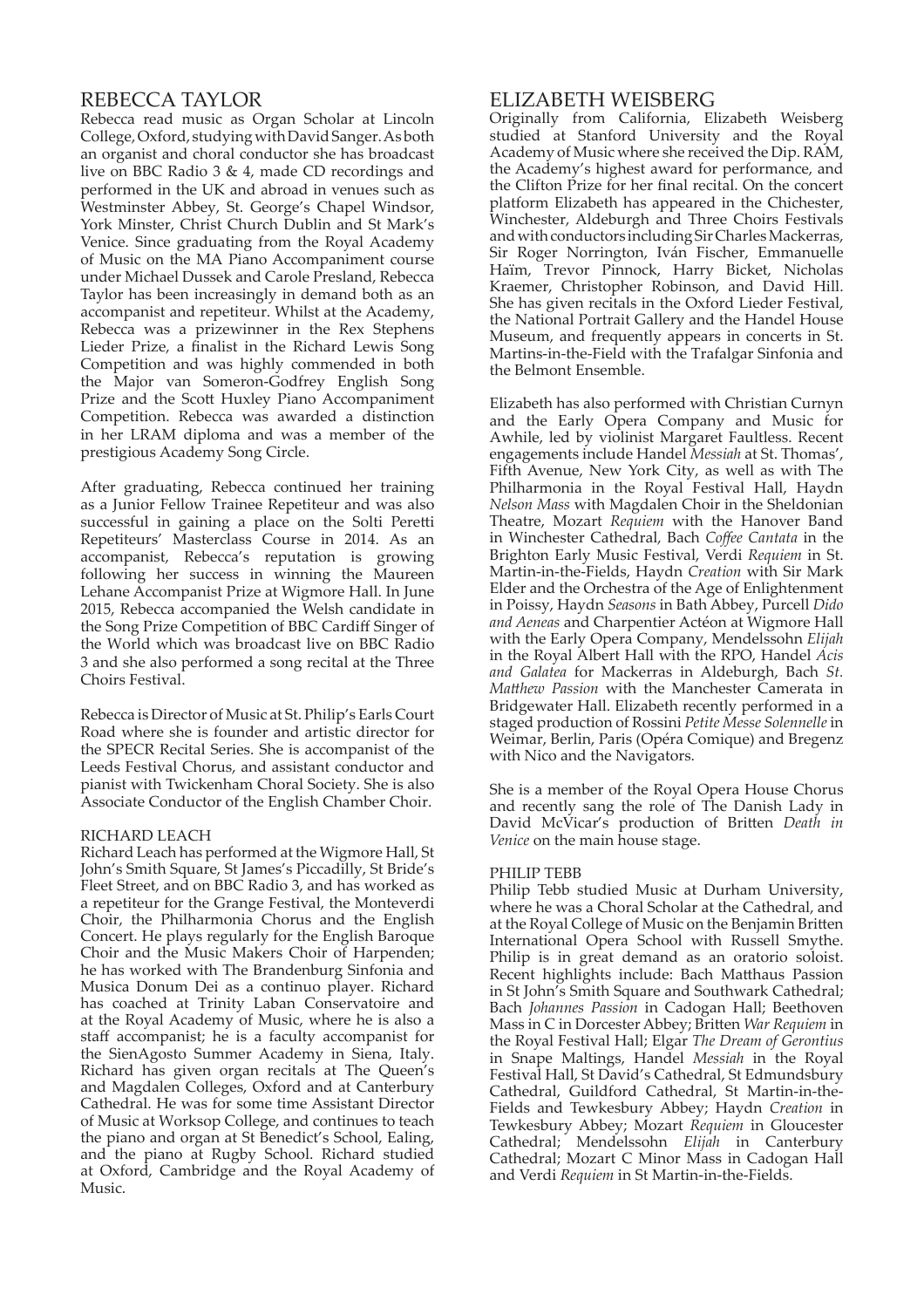## REBECCA TAYLOR

Rebecca read music as Organ Scholar at Lincoln College, Oxford, studying with David Sanger. As both an organist and choral conductor she has broadcast live on BBC Radio 3 & 4, made CD recordings and performed in the UK and abroad in venues such as Westminster Abbey, St. George's Chapel Windsor, York Minster, Christ Church Dublin and St Mark's Venice. Since graduating from the Royal Academy of Music on the MA Piano Accompaniment course under Michael Dussek and Carole Presland, Rebecca Taylor has been increasingly in demand both as an accompanist and repetiteur. Whilst at the Academy, Rebecca was a prizewinner in the Rex Stephens Lieder Prize, a finalist in the Richard Lewis Song Competition and was highly commended in both the Major van Someron-Godfrey English Song Prize and the Scott Huxley Piano Accompaniment Competition. Rebecca was awarded a distinction in her LRAM diploma and was a member of the prestigious Academy Song Circle.

After graduating, Rebecca continued her training as a Junior Fellow Trainee Repetiteur and was also successful in gaining a place on the Solti Peretti Repetiteurs' Masterclass Course in 2014. As an accompanist, Rebecca's reputation is growing following her success in winning the Maureen Lehane Accompanist Prize at Wigmore Hall. In June 2015, Rebecca accompanied the Welsh candidate in the Song Prize Competition of BBC Cardiff Singer of the World which was broadcast live on BBC Radio 3 and she also performed a song recital at the Three Choirs Festival.

Rebecca is Director of Music at St. Philip's Earls Court Road where she is founder and artistic director for the SPECR Recital Series. She is accompanist of the Leeds Festival Chorus, and assistant conductor and pianist with Twickenham Choral Society. She is also Associate Conductor of the English Chamber Choir.

### RICHARD LEACH

Richard Leach has performed at the Wigmore Hall, St John's Smith Square, St James's Piccadilly, St Bride's Fleet Street, and on BBC Radio 3, and has worked as a repetiteur for the Grange Festival, the Monteverdi Choir, the Philharmonia Chorus and the English Concert. He plays regularly for the English Baroque Choir and the Music Makers Choir of Harpenden; he has worked with The Brandenburg Sinfonia and Musica Donum Dei as a continuo player. Richard has coached at Trinity Laban Conservatoire and at the Royal Academy of Music, where he is also a staff accompanist; he is a faculty accompanist for the SienAgosto Summer Academy in Siena, Italy. Richard has given organ recitals at The Queen's and Magdalen Colleges, Oxford and at Canterbury Cathedral. He was for some time Assistant Director of Music at Worksop College, and continues to teach the piano and organ at St Benedict's School, Ealing, and the piano at Rugby School. Richard studied at Oxford, Cambridge and the Royal Academy of Music.

## ELIZABETH WEISBERG

Originally from California, Elizabeth Weisberg studied at Stanford University and the Royal Academy of Music where she received the Dip. RAM, the Academy's highest award for performance, and the Clifton Prize for her final recital. On the concert platform Elizabeth has appeared in the Chichester, Winchester, Aldeburgh and Three Choirs Festivals and with conductors including Sir Charles Mackerras, Sir Roger Norrington, Iván Fischer, Emmanuelle Haïm, Trevor Pinnock, Harry Bicket, Nicholas Kraemer, Christopher Robinson, and David Hill. She has given recitals in the Oxford Lieder Festival, the National Portrait Gallery and the Handel House Museum, and frequently appears in concerts in St. Martins-in-the-Field with the Trafalgar Sinfonia and the Belmont Ensemble.

Elizabeth has also performed with Christian Curnyn and the Early Opera Company and Music for Awhile, led by violinist Margaret Faultless. Recent engagements include Handel *Messiah* at St. Thomas', Fifth Avenue, New York City, as well as with The Philharmonia in the Royal Festival Hall, Haydn *Nelson Mass* with Magdalen Choir in the Sheldonian Theatre, Mozart *Requiem* with the Hanover Band in Winchester Cathedral, Bach *Coffee Cantata* in the Brighton Early Music Festival, Verdi *Requiem* in St. Martin-in-the-Fields, Haydn *Creation* with Sir Mark Elder and the Orchestra of the Age of Enlightenment in Poissy, Haydn *Seasons* in Bath Abbey, Purcell *Dido and Aeneas* and Charpentier Actéon at Wigmore Hall with the Early Opera Company, Mendelssohn *Elijah* in the Royal Albert Hall with the RPO, Handel *Acis and Galatea* for Mackerras in Aldeburgh, Bach *St. Matthew Passion* with the Manchester Camerata in Bridgewater Hall. Elizabeth recently performed in a staged production of Rossini *Petite Messe Solennelle* in Weimar, Berlin, Paris (Opéra Comique) and Bregenz with Nico and the Navigators.

She is a member of the Royal Opera House Chorus and recently sang the role of The Danish Lady in David McVicar's production of Britten *Death in Venice* on the main house stage.

### PHILIP TEBB

Philip Tebb studied Music at Durham University, where he was a Choral Scholar at the Cathedral, and at the Royal College of Music on the Benjamin Britten International Opera School with Russell Smythe. Philip is in great demand as an oratorio soloist. Recent highlights include: Bach Matthaus Passion in St John's Smith Square and Southwark Cathedral; Bach *Johannes Passion* in Cadogan Hall; Beethoven Mass in C in Dorcester Abbey; Britten *War Requiem* in the Royal Festival Hall; Elgar *The Dream of Gerontius* in Snape Maltings, Handel *Messiah* in the Royal Festival Hall, St David's Cathedral, St Edmundsbury Cathedral, Guildford Cathedral, St Martin-in-the-Fields and Tewkesbury Abbey; Haydn *Creation* in Tewkesbury Abbey; Mozart *Requiem* in Gloucester Cathedral; Mendelssohn *Elijah* in Canterbury Cathedral; Mozart C Minor Mass in Cadogan Hall and Verdi *Requiem* in St Martin-in-the-Fields.